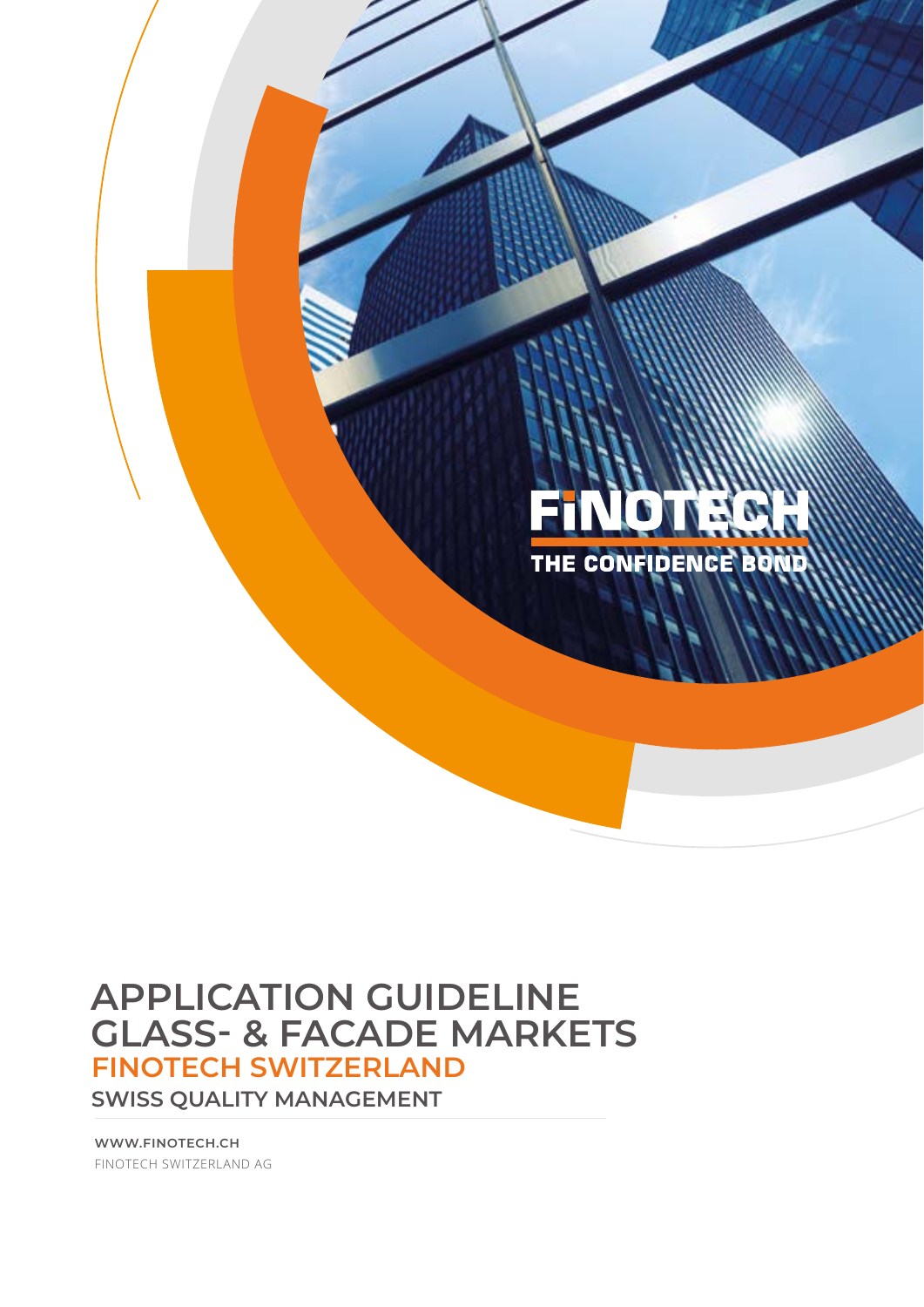FINOTECH

THE CONFIDENCE BOND

# APPLICATION GUIDELINE GLASS- & FACADE MARKETS

## FINOTECH SWITZERLAND

### SWISS QUALITY MANAGEMENT

**WWW.FINOTECH.CH**

FINOTECH SWITZERLAND AG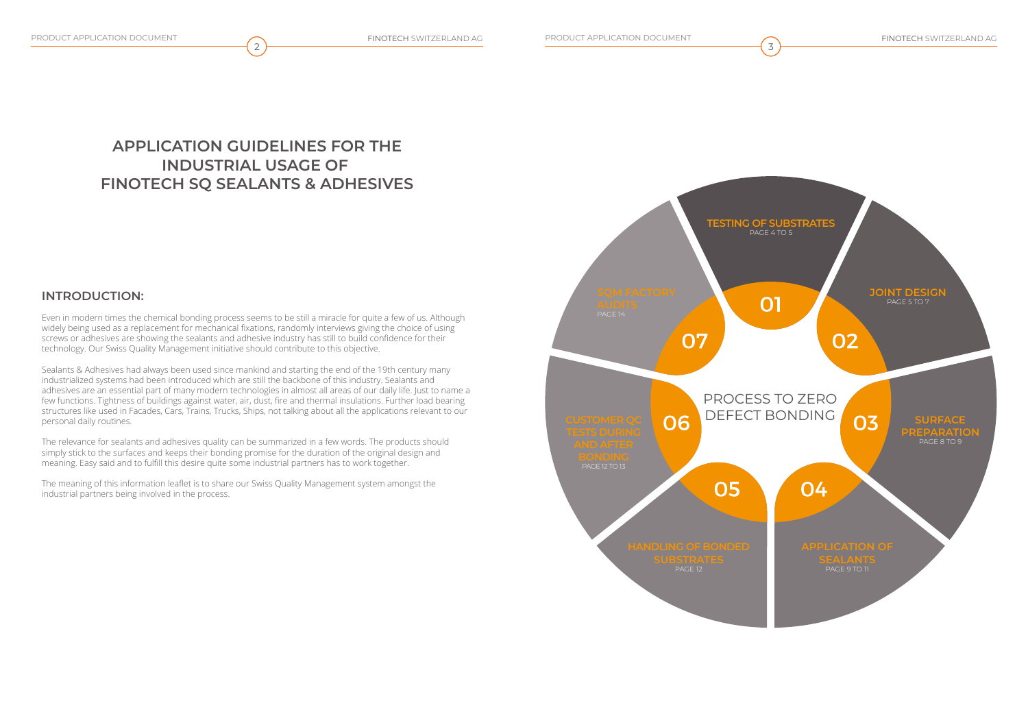# APPLICATION GUIDELINES FOR THE INDUSTRIAL USAGE OF FINOTECH SQ SEALANTS & ADHESIVES

## INTRODUCTION:

Even in modern times the chemical bonding process seems to be still a miracle for quite a few of us. Although widely being used as a replacement for mechanical fixations, randomly interviews giving the choice of using screws or adhesives are showing the sealants and adhesive industry has still to build confidence for their technology. Our Swiss Quality Management initiative should contribute to this objective.

Sealants & Adhesives had always been used since mankind and starting the end of the 19th century many industrialized systems had been introduced which are still the backbone of this industry. Sealants and adhesives are an essential part of many modern technologies in almost all areas of our daily life. Just to name a few functions. Tightness of buildings against water, air, dust, fire and thermal insulations. Further load bearing structures like used in Facades, Cars, Trains, Trucks, Ships, not talking about all the applications relevant to our personal daily routines.

The relevance for sealants and adhesives quality can be summarized in a few words. The products should simply stick to the surfaces and keeps their bonding promise for the duration of the original design and meaning. Easy said and to fulfill this desire quite some industrial partners has to work together.

The meaning of this information leaflet is to share our Swiss Quality Management system amongst the industrial partners being involved in the process.

PROCESS TO ZERO DEFECT BONDING

01 TESTING OF SUBSTRATES
PAGE 4 TO 5

02 JOINT DESIGN
PAGE 5 TO 7

03 SURFACE PREPARATION
PAGE 8 TO 9

04 APPLICATION OF SEALANTS
PAGE 9 TO 11

05 HANDLING OF BONDED SUBSTRATES
PAGE 12

06 CUSTOMER QC TESTS DURING AND AFTER BONDING
PAGE 12 TO 13

07 SQM FACTORY AUDITS
PAGE 14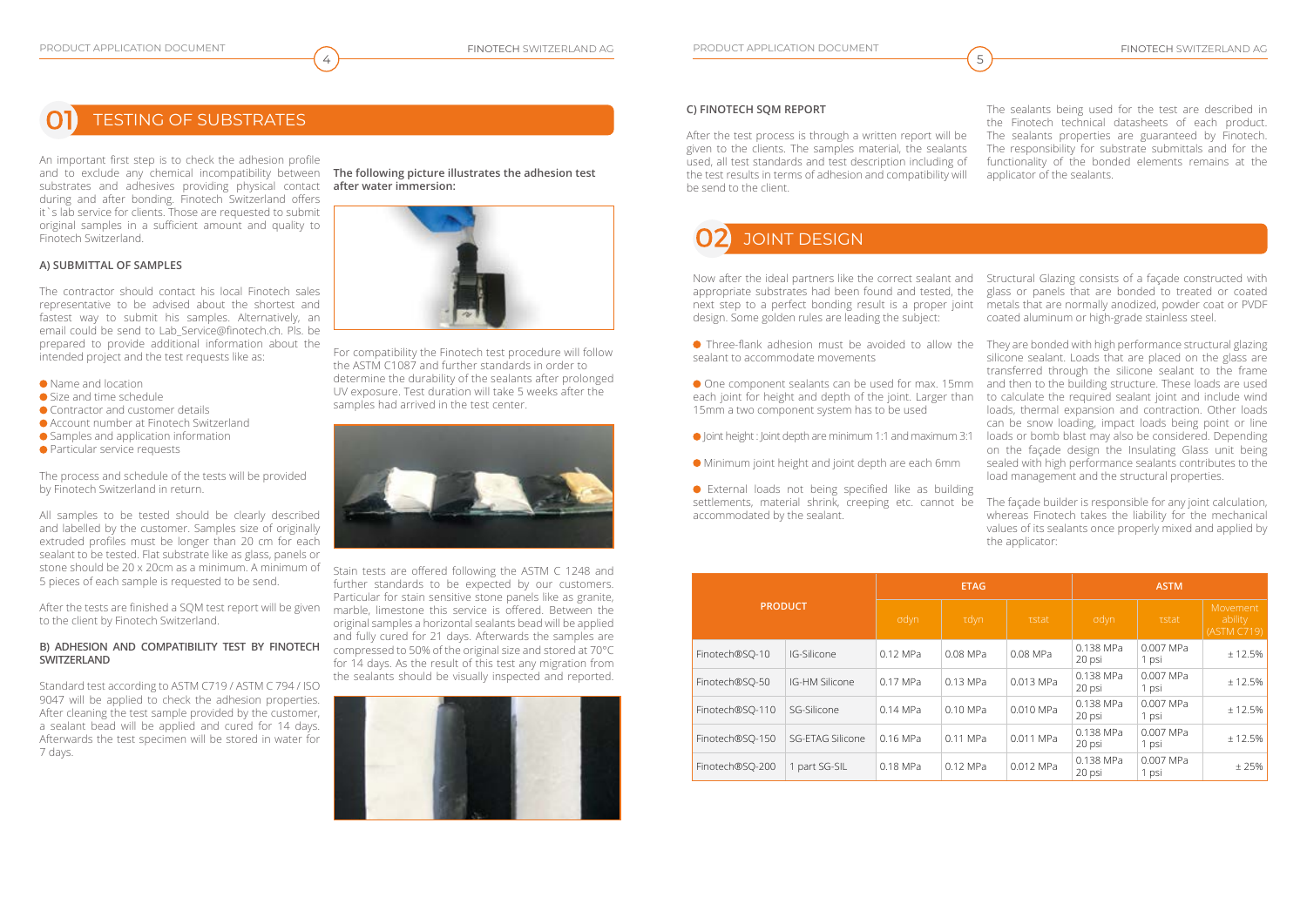# 01 TESTING OF SUBSTRATES

An important first step is to check the adhesion profile and to exclude any chemical incompatibility between substrates and adhesives providing physical contact during and after bonding. Finotech Switzerland offers it`s lab service for clients. Those are requested to submit original samples in a sufficient amount and quality to Finotech Switzerland.

### A) SUBMITTAL OF SAMPLES

The contractor should contact his local Finotech sales representative to be advised about the shortest and fastest way to submit his samples. Alternatively, an email could be send to Lab_Service@finotech.ch. Pls. be prepared to provide additional information about the intended project and the test requests like as:

- Name and location
- Size and time schedule
- Contractor and customer details
- Account number at Finotech Switzerland
- Samples and application information
- Particular service requests

The process and schedule of the tests will be provided by Finotech Switzerland in return.

All samples to be tested should be clearly described and labelled by the customer. Samples size of originally extruded profiles must be longer than 20 cm for each sealant to be tested. Flat substrate like as glass, panels or stone should be 20 x 20cm as a minimum. A minimum of 5 pieces of each sample is requested to be send.

After the tests are finished a SQM test report will be given to the client by Finotech Switzerland.

### B) ADHESION AND COMPATIBILITY TEST BY FINOTECH SWITZERLAND

Standard test according to ASTM C719 / ASTM C 794 / ISO 9047 will be applied to check the adhesion properties. After cleaning the test sample provided by the customer, a sealant bead will be applied and cured for 14 days. Afterwards the test specimen will be stored in water for 7 days.

**The following picture illustrates the adhesion test after water immersion:**

For compatibility the Finotech test procedure will follow the ASTM C1087 and further standards in order to determine the durability of the sealants after prolonged UV exposure. Test duration will take 5 weeks after the samples had arrived in the test center.

Stain tests are offered following the ASTM C 1248 and further standards to be expected by our customers. Particular for stain sensitive stone panels like as granite, marble, limestone this service is offered. Between the original samples a horizontal sealants bead will be applied and fully cured for 21 days. Afterwards the samples are compressed to 50% of the original size and stored at 70°C for 14 days. As the result of this test any migration from the sealants should be visually inspected and reported.

### C) FINOTECH SQM REPORT

After the test process is through a written report will be given to the clients. The samples material, the sealants used, all test standards and test description including of the test results in terms of adhesion and compatibility will be send to the client.

The sealants being used for the test are described in the Finotech technical datasheets of each product. The sealants properties are guaranteed by Finotech. The responsibility for substrate submittals and for the functionality of the bonded elements remains at the applicator of the sealants.

# 02 JOINT DESIGN

Now after the ideal partners like the correct sealant and appropriate substrates had been found and tested, the next step to a perfect bonding result is a proper joint design. Some golden rules are leading the subject:

- Three-flank adhesion must be avoided to allow the sealant to accommodate movements
- One component sealants can be used for max. 15mm each joint for height and depth of the joint. Larger than 15mm a two component system has to be used
- Joint height : Joint depth are minimum 1:1 and maximum 3:1
- Minimum joint height and joint depth are each 6mm
- External loads not being specified like as building settlements, material shrink, creeping etc. cannot be accommodated by the sealant.

Structural Glazing consists of a façade constructed with glass or panels that are bonded to treated or coated metals that are normally anodized, powder coat or PVDF coated aluminum or high-grade stainless steel.

They are bonded with high performance structural glazing silicone sealant. Loads that are placed on the glass are transferred through the silicone sealant to the frame and then to the building structure. These loads are used to calculate the required sealant joint and include wind loads, thermal expansion and contraction. Other loads can be snow loading, impact loads being point or line loads or bomb blast may also be considered. Depending on the façade design the Insulating Glass unit being sealed with high performance sealants contributes to the load management and the structural properties.

The façade builder is responsible for any joint calculation, whereas Finotech takes the liability for the mechanical values of its sealants once properly mixed and applied by the applicator:

| PRODUCT | | ETAG | | | ASTM | | |
|---|---|---|---|---|---|---|---|
| | | σdyn | τdyn | τstat | σdyn | τstat | Movement ability (ASTM C719) |
| Finotech®SQ-10 | IG-Silicone | 0.12 MPa | 0.08 MPa | 0.08 MPa | 0.138 MPa 20 psi | 0.007 MPa 1 psi | ± 12.5% |
| Finotech®SQ-50 | IG-HM Silicone | 0.17 MPa | 0.13 MPa | 0.013 MPa | 0.138 MPa 20 psi | 0.007 MPa 1 psi | ± 12.5% |
| Finotech®SQ-110 | SG-Silicone | 0.14 MPa | 0.10 MPa | 0.010 MPa | 0.138 MPa 20 psi | 0.007 MPa 1 psi | ± 12.5% |
| Finotech®SQ-150 | SG-ETAG Silicone | 0.16 MPa | 0.11 MPa | 0.011 MPa | 0.138 MPa 20 psi | 0.007 MPa 1 psi | ± 12.5% |
| Finotech®SQ-200 | 1 part SG-SIL | 0.18 MPa | 0.12 MPa | 0.012 MPa | 0.138 MPa 20 psi | 0.007 MPa 1 psi | ± 25% |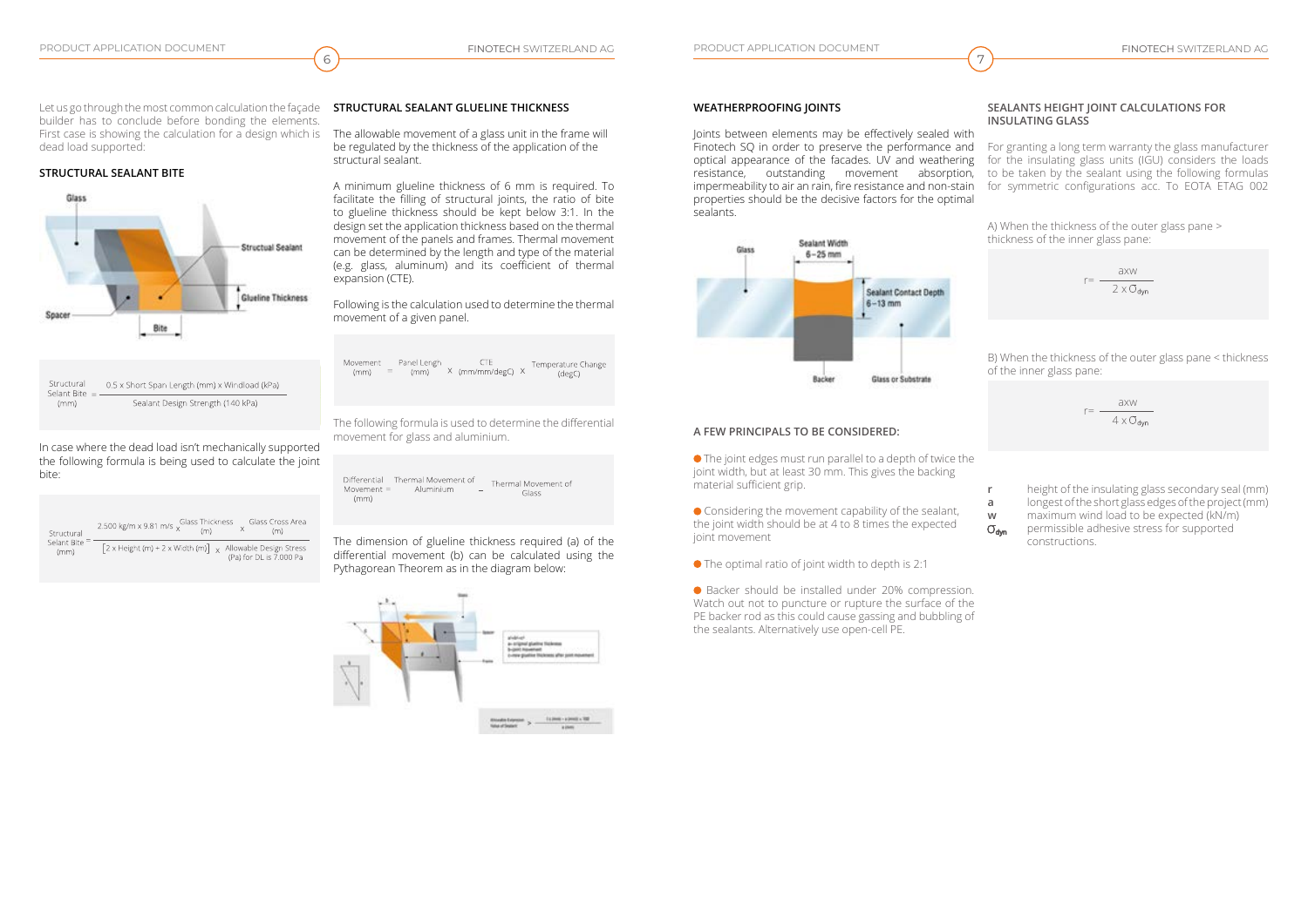Let us go through the most common calculation the façade builder has to conclude before bonding the elements. First case is showing the calculation for a design which is dead load supported:

### STRUCTURAL SEALANT BITE

Glass

Structual Sealant

Glueline Thickness

Spacer

Bite

$$\text{Structural Selant Bite (mm)} = \frac{0.5 \times \text{Short Span Length (mm)} \times \text{Windload (kPa)}}{\text{Sealant Design Strength (140 kPa)}}$$

In case where the dead load isn't mechanically supported the following formula is being used to calculate the joint bite:

$$\text{Structural Selant Bite (mm)} = \frac{2.500\ \text{kg/m} \times 9.81\ \text{m/s} \times \text{Glass Thickness (m)} \times \text{Glass Cross Area (m)}}{\left[2 \times \text{Height (m)} + 2 \times \text{Width (m)}\right] \times \text{Allowable Design Stress (Pa) for DL is 7.000 Pa}}$$

### STRUCTURAL SEALANT GLUELINE THICKNESS

The allowable movement of a glass unit in the frame will be regulated by the thickness of the application of the structural sealant.

A minimum glueline thickness of 6 mm is required. To facilitate the filling of structural joints, the ratio of bite to glueline thickness should be kept below 3:1. In the design set the application thickness based on the thermal movement of the panels and frames. Thermal movement can be determined by the length and type of the material (e.g. glass, aluminum) and its coefficient of thermal expansion (CTE).

Following is the calculation used to determine the thermal movement of a given panel.

$$\text{Movement (mm)} = \text{Panel Lengh (mm)} \times \text{CTE (mm/mm/degC)} \times \text{Temperature Change (degC)}$$

The following formula is used to determine the differential movement for glass and aluminium.

$$\text{Differential Movement (mm)} = \text{Thermal Movement of Aluminium} - \text{Thermal Movement of Glass}$$

The dimension of glueline thickness required (a) of the differential movement (b) can be calculated using the Pythagorean Theorem as in the diagram below:

### WEATHERPROOFING JOINTS

Joints between elements may be effectively sealed with Finotech SQ in order to preserve the performance and optical appearance of the facades. UV and weathering resistance, outstanding movement absorption, impermeability to air an rain, fire resistance and non-stain properties should be the decisive factors for the optimal sealants.

Glass

Sealant Width 6–25 mm

Sealant Contact Depth 6–13 mm

Backer

Glass or Substrate

#### A FEW PRINCIPALS TO BE CONSIDERED:

- The joint edges must run parallel to a depth of twice the joint width, but at least 30 mm. This gives the backing material sufficient grip.
- Considering the movement capability of the sealant, the joint width should be at 4 to 8 times the expected joint movement
- The optimal ratio of joint width to depth is 2:1
- Backer should be installed under 20% compression. Watch out not to puncture or rupture the surface of the PE backer rod as this could cause gassing and bubbling of the sealants. Alternatively use open-cell PE.

### SEALANTS HEIGHT JOINT CALCULATIONS FOR INSULATING GLASS

For granting a long term warranty the glass manufacturer for the insulating glass units (IGU) considers the loads to be taken by the sealant using the following formulas for symmetric configurations acc. To EOTA ETAG 002

A) When the thickness of the outer glass pane > thickness of the inner glass pane:

$$r = \frac{a x w}{2 \times \sigma_{dyn}}$$

B) When the thickness of the outer glass pane < thickness of the inner glass pane:

$$r = \frac{a x w}{4 \times \sigma_{dyn}}$$

| | |
|---|---|
| **r** | height of the insulating glass secondary seal (mm) |
| **a** | longest of the short glass edges of the project (mm) |
| **w** | maximum wind load to be expected (kN/m) |
| $\sigma_{dyn}$ | permissible adhesive stress for supported constructions. |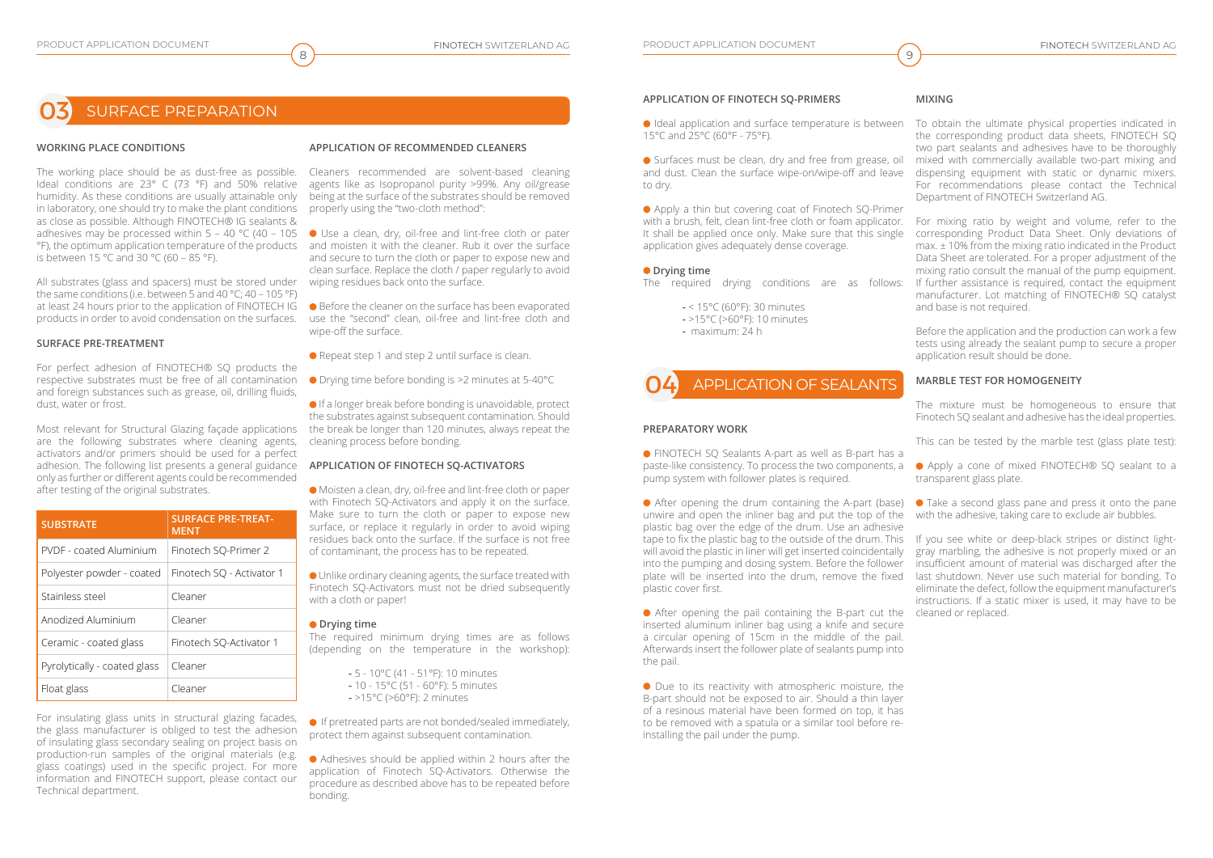# 03 SURFACE PREPARATION

### WORKING PLACE CONDITIONS

The working place should be as dust-free as possible. Ideal conditions are 23° C (73 °F) and 50% relative humidity. As these conditions are usually attainable only in laboratory, one should try to make the plant conditions as close as possible. Although FINOTECH® IG sealants & adhesives may be processed within 5 – 40 °C (40 – 105 °F), the optimum application temperature of the products is between 15 °C and 30 °C (60 – 85 °F).

All substrates (glass and spacers) must be stored under the same conditions (i.e. between 5 and 40 °C; 40 – 105 °F) at least 24 hours prior to the application of FINOTECH IG products in order to avoid condensation on the surfaces.

### SURFACE PRE-TREATMENT

For perfect adhesion of FINOTECH® SQ products the respective substrates must be free of all contamination and foreign substances such as grease, oil, drilling fluids, dust, water or frost.

Most relevant for Structural Glazing façade applications are the following substrates where cleaning agents, activators and/or primers should be used for a perfect adhesion. The following list presents a general guidance only as further or different agents could be recommended after testing of the original substrates.

| SUBSTRATE | SURFACE PRE-TREAT-MENT |
|---|---|
| PVDF - coated Aluminium | Finotech SQ-Primer 2 |
| Polyester powder - coated | Finotech SQ - Activator 1 |
| Stainless steel | Cleaner |
| Anodized Aluminium | Cleaner |
| Ceramic - coated glass | Finotech SQ-Activator 1 |
| Pyrolytically - coated glass | Cleaner |
| Float glass | Cleaner |

For insulating glass units in structural glazing facades, the glass manufacturer is obliged to test the adhesion of insulating glass secondary sealing on project basis on production-run samples of the original materials (e.g. glass coatings) used in the specific project. For more information and FINOTECH support, please contact our Technical department.

### APPLICATION OF RECOMMENDED CLEANERS

Cleaners recommended are solvent-based cleaning agents like as Isopropanol purity >99%. Any oil/grease being at the surface of the substrates should be removed properly using the "two-cloth method":

- Use a clean, dry, oil-free and lint-free cloth or pater and moisten it with the cleaner. Rub it over the surface and secure to turn the cloth or paper to expose new and clean surface. Replace the cloth / paper regularly to avoid wiping residues back onto the surface.
- Before the cleaner on the surface has been evaporated use the "second" clean, oil-free and lint-free cloth and wipe-off the surface.
- Repeat step 1 and step 2 until surface is clean.
- Drying time before bonding is >2 minutes at 5-40°C
- If a longer break before bonding is unavoidable, protect the substrates against subsequent contamination. Should the break be longer than 120 minutes, always repeat the cleaning process before bonding.

### APPLICATION OF FINOTECH SQ-ACTIVATORS

- Moisten a clean, dry, oil-free and lint-free cloth or paper with Finotech SQ-Activators and apply it on the surface. Make sure to turn the cloth or paper to expose new surface, or replace it regularly in order to avoid wiping residues back onto the surface. If the surface is not free of contaminant, the process has to be repeated.
- Unlike ordinary cleaning agents, the surface treated with Finotech SQ-Activators must not be dried subsequently with a cloth or paper!
- **Drying time**
  The required minimum drying times are as follows (depending on the temperature in the workshop):
  - 5 - 10°C (41 - 51°F): 10 minutes
  - 10 - 15°C (51 - 60°F): 5 minutes
  - >15°C (>60°F): 2 minutes
- If pretreated parts are not bonded/sealed immediately, protect them against subsequent contamination.
- Adhesives should be applied within 2 hours after the application of Finotech SQ-Activators. Otherwise the procedure as described above has to be repeated before bonding.

### APPLICATION OF FINOTECH SQ-PRIMERS

- Ideal application and surface temperature is between 15°C and 25°C (60°F - 75°F).
- Surfaces must be clean, dry and free from grease, oil and dust. Clean the surface wipe-on/wipe-off and leave to dry.
- Apply a thin but covering coat of Finotech SQ-Primer with a brush, felt, clean lint-free cloth or foam applicator. It shall be applied once only. Make sure that this single application gives adequately dense coverage.
- **Drying time**
  The required drying conditions are as follows:
  - < 15°C (60°F): 30 minutes
  - >15°C (>60°F): 10 minutes
  - maximum: 24 h

# 04 APPLICATION OF SEALANTS

### PREPARATORY WORK

- FINOTECH SQ Sealants A-part as well as B-part has a paste-like consistency. To process the two components, a pump system with follower plates is required.
- After opening the drum containing the A-part (base) unwire and open the inliner bag and put the top of the plastic bag over the edge of the drum. Use an adhesive tape to fix the plastic bag to the outside of the drum. This will avoid the plastic in liner will get inserted coincidentally into the pumping and dosing system. Before the follower plate will be inserted into the drum, remove the fixed plastic cover first.
- After opening the pail containing the B-part cut the inserted aluminum inliner bag using a knife and secure a circular opening of 15cm in the middle of the pail. Afterwards insert the follower plate of sealants pump into the pail.
- Due to its reactivity with atmospheric moisture, the B-part should not be exposed to air. Should a thin layer of a resinous material have been formed on top, it has to be removed with a spatula or a similar tool before re-installing the pail under the pump.

### MIXING

To obtain the ultimate physical properties indicated in the corresponding product data sheets, FINOTECH SQ two part sealants and adhesives have to be thoroughly mixed with commercially available two-part mixing and dispensing equipment with static or dynamic mixers. For recommendations please contact the Technical Department of FINOTECH Switzerland AG.

For mixing ratio by weight and volume, refer to the corresponding Product Data Sheet. Only deviations of max. ± 10% from the mixing ratio indicated in the Product Data Sheet are tolerated. For a proper adjustment of the mixing ratio consult the manual of the pump equipment. If further assistance is required, contact the equipment manufacturer. Lot matching of FINOTECH® SQ catalyst and base is not required.

Before the application and the production can work a few tests using already the sealant pump to secure a proper application result should be done.

### MARBLE TEST FOR HOMOGENEITY

The mixture must be homogeneous to ensure that Finotech SQ sealant and adhesive has the ideal properties.

This can be tested by the marble test (glass plate test):

- Apply a cone of mixed FINOTECH® SQ sealant to a transparent glass plate.
- Take a second glass pane and press it onto the pane with the adhesive, taking care to exclude air bubbles.

If you see white or deep-black stripes or distinct light-gray marbling, the adhesive is not properly mixed or an insufficient amount of material was discharged after the last shutdown. Never use such material for bonding. To eliminate the defect, follow the equipment manufacturer's instructions. If a static mixer is used, it may have to be cleaned or replaced.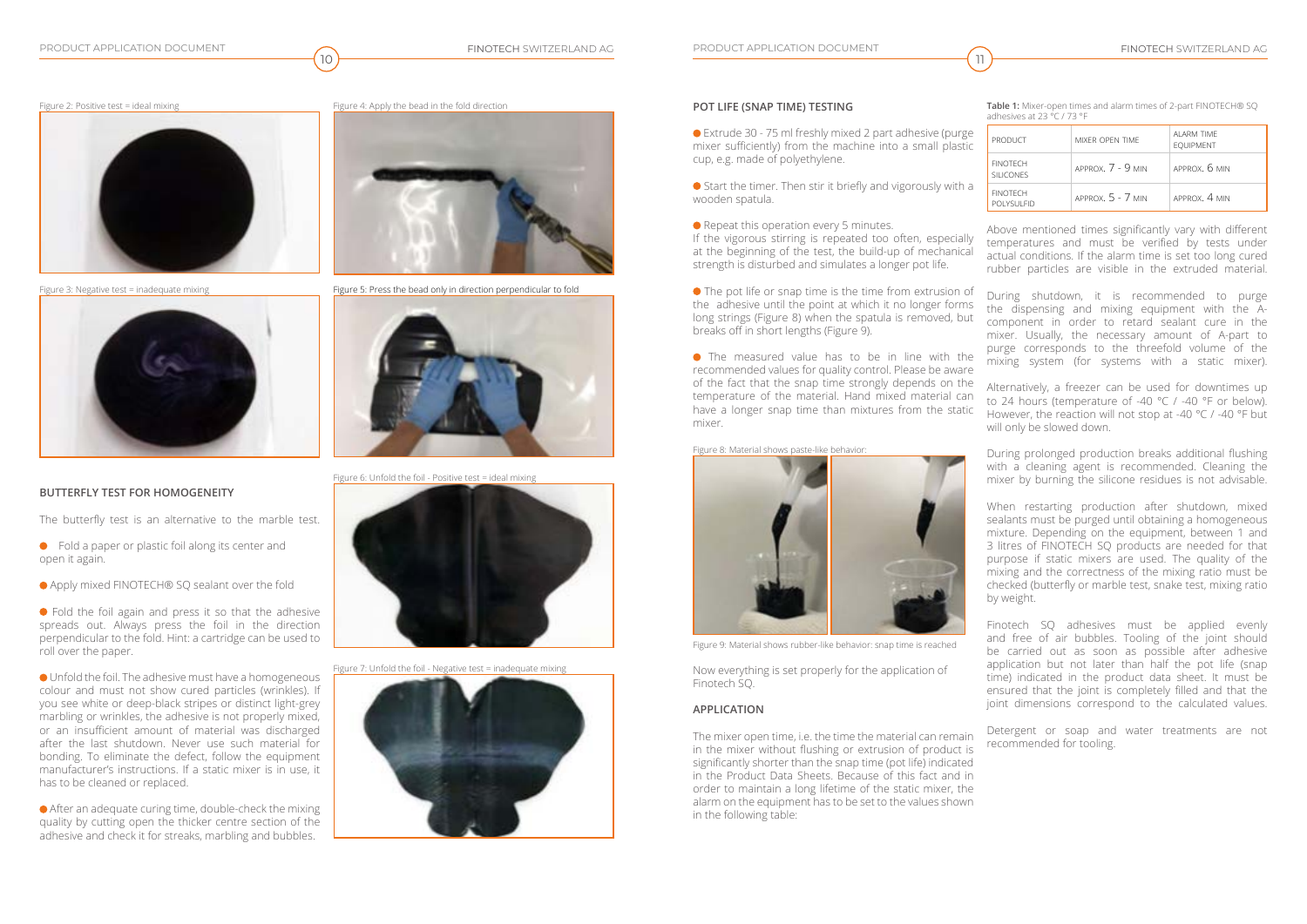Figure 2: Positive test = ideal mixing

Figure 3: Negative test = inadequate mixing

## BUTTERFLY TEST FOR HOMOGENEITY

The butterfly test is an alternative to the marble test.

- Fold a paper or plastic foil along its center and open it again.
- Apply mixed FINOTECH® SQ sealant over the fold
- Fold the foil again and press it so that the adhesive spreads out. Always press the foil in the direction perpendicular to the fold. Hint: a cartridge can be used to roll over the paper.
- Unfold the foil. The adhesive must have a homogeneous colour and must not show cured particles (wrinkles). If you see white or deep-black stripes or distinct light-grey marbling or wrinkles, the adhesive is not properly mixed, or an insufficient amount of material was discharged after the last shutdown. Never use such material for bonding. To eliminate the defect, follow the equipment manufacturer's instructions. If a static mixer is in use, it has to be cleaned or replaced.
- After an adequate curing time, double-check the mixing quality by cutting open the thicker centre section of the adhesive and check it for streaks, marbling and bubbles.

Figure 4: Apply the bead in the fold direction

Figure 5: Press the bead only in direction perpendicular to fold

Figure 6: Unfold the foil - Positive test = ideal mixing

Figure 7: Unfold the foil - Negative test = inadequate mixing

## POT LIFE (SNAP TIME) TESTING

- Extrude 30 - 75 ml freshly mixed 2 part adhesive (purge mixer sufficiently) from the machine into a small plastic cup, e.g. made of polyethylene.
- Start the timer. Then stir it briefly and vigorously with a wooden spatula.
- Repeat this operation every 5 minutes.

If the vigorous stirring is repeated too often, especially at the beginning of the test, the build-up of mechanical strength is disturbed and simulates a longer pot life.

- The pot life or snap time is the time from extrusion of the adhesive until the point at which it no longer forms long strings (Figure 8) when the spatula is removed, but breaks off in short lengths (Figure 9).
- The measured value has to be in line with the recommended values for quality control. Please be aware of the fact that the snap time strongly depends on the temperature of the material. Hand mixed material can have a longer snap time than mixtures from the static mixer.

Figure 8: Material shows paste-like behavior:

Figure 9: Material shows rubber-like behavior: snap time is reached

Now everything is set properly for the application of Finotech SQ.

## APPLICATION

The mixer open time, i.e. the time the material can remain in the mixer without flushing or extrusion of product is significantly shorter than the snap time (pot life) indicated in the Product Data Sheets. Because of this fact and in order to maintain a long lifetime of the static mixer, the alarm on the equipment has to be set to the values shown in the following table:

**Table 1:** Mixer-open times and alarm times of 2-part FINOTECH® SQ adhesives at 23 °C / 73 °F

| PRODUCT | MIXER OPEN TIME | ALARM TIME EQUIPMENT |
|---|---|---|
| FINOTECH SILICONES | APPROX. 7 - 9 MIN | APPROX. 6 MIN |
| FINOTECH POLYSULFID | APPROX. 5 - 7 MIN | APPROX. 4 MIN |

Above mentioned times significantly vary with different temperatures and must be verified by tests under actual conditions. If the alarm time is set too long cured rubber particles are visible in the extruded material.

During shutdown, it is recommended to purge the dispensing and mixing equipment with the A-component in order to retard sealant cure in the mixer. Usually, the necessary amount of A-part to purge corresponds to the threefold volume of the mixing system (for systems with a static mixer).

Alternatively, a freezer can be used for downtimes up to 24 hours (temperature of -40 °C / -40 °F or below). However, the reaction will not stop at -40 °C / -40 °F but will only be slowed down.

During prolonged production breaks additional flushing with a cleaning agent is recommended. Cleaning the mixer by burning the silicone residues is not advisable.

When restarting production after shutdown, mixed sealants must be purged until obtaining a homogeneous mixture. Depending on the equipment, between 1 and 3 litres of FINOTECH SQ products are needed for that purpose if static mixers are used. The quality of the mixing and the correctness of the mixing ratio must be checked (butterfly or marble test, snake test, mixing ratio by weight.

Finotech SQ adhesives must be applied evenly and free of air bubbles. Tooling of the joint should be carried out as soon as possible after adhesive application but not later than half the pot life (snap time) indicated in the product data sheet. It must be ensured that the joint is completely filled and that the joint dimensions correspond to the calculated values.

Detergent or soap and water treatments are not recommended for tooling.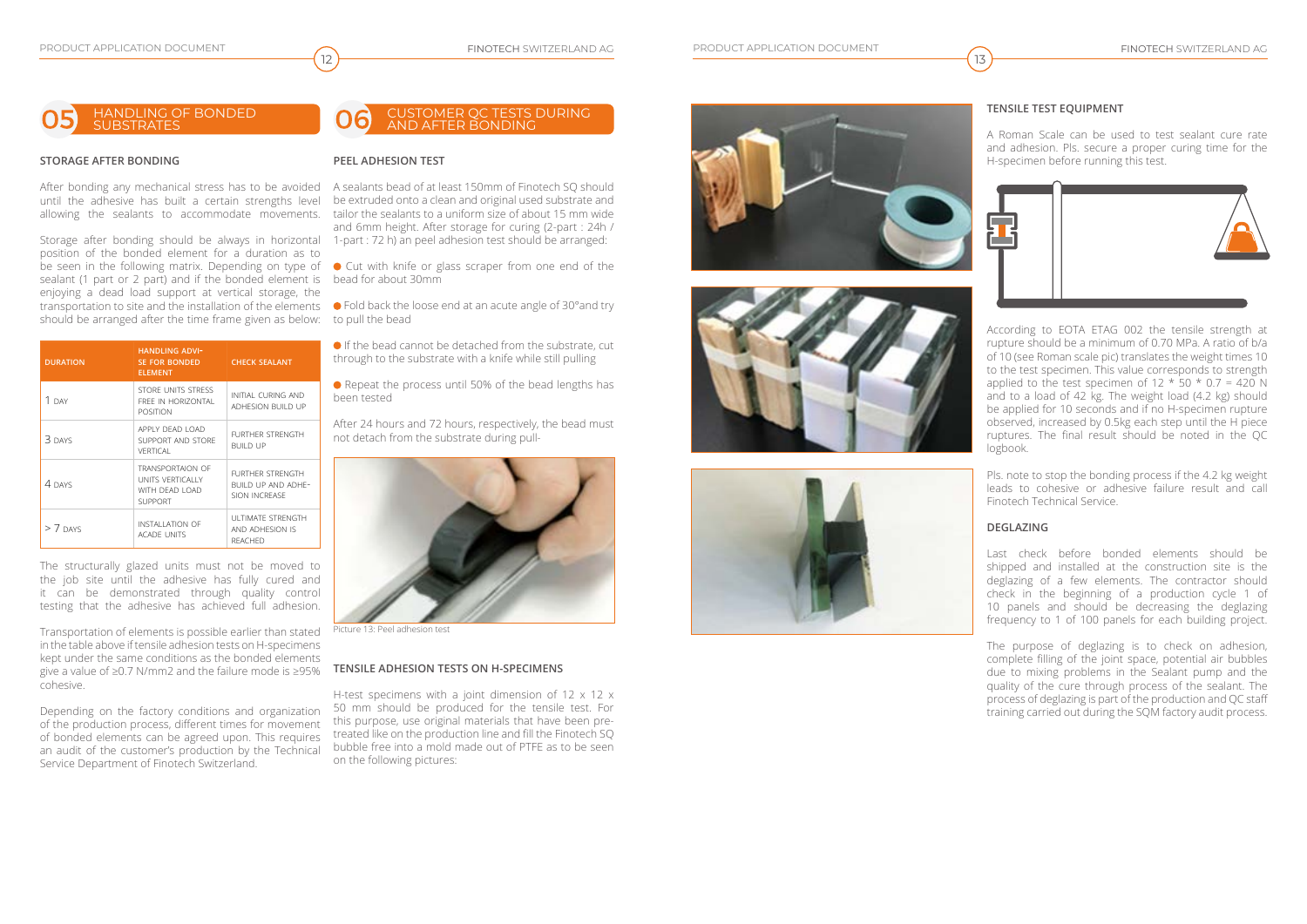## 05 HANDLING OF BONDED SUBSTRATES

### STORAGE AFTER BONDING

After bonding any mechanical stress has to be avoided until the adhesive has built a certain strengths level allowing the sealants to accommodate movements.

Storage after bonding should be always in horizontal position of the bonded element for a duration as to be seen in the following matrix. Depending on type of sealant (1 part or 2 part) and if the bonded element is enjoying a dead load support at vertical storage, the transportation to site and the installation of the elements should be arranged after the time frame given as below:

| DURATION | HANDLING ADVISE FOR BONDED ELEMENT | CHECK SEALANT |
|---|---|---|
| 1 DAY | STORE UNITS STRESS FREE IN HORIZONTAL POSITION | INITIAL CURING AND ADHESION BUILD UP |
| 3 DAYS | APPLY DEAD LOAD SUPPORT AND STORE VERTICAL | FURTHER STRENGTH BUILD UP |
| 4 DAYS | TRANSPORTAION OF UNITS VERTICALLY WITH DEAD LOAD SUPPORT | FURTHER STRENGTH BUILD UP AND ADHESION INCREASE |
| > 7 DAYS | INSTALLATION OF ACADE UNITS | ULTIMATE STRENGTH AND ADHESION IS REACHED |

The structurally glazed units must not be moved to the job site until the adhesive has fully cured and it can be demonstrated through quality control testing that the adhesive has achieved full adhesion.

Transportation of elements is possible earlier than stated in the table above if tensile adhesion tests on H-specimens kept under the same conditions as the bonded elements give a value of ≥0.7 N/mm2 and the failure mode is ≥95% cohesive.

Depending on the factory conditions and organization of the production process, different times for movement of bonded elements can be agreed upon. This requires an audit of the customer's production by the Technical Service Department of Finotech Switzerland.

## 06 CUSTOMER QC TESTS DURING AND AFTER BONDING

### PEEL ADHESION TEST

A sealants bead of at least 150mm of Finotech SQ should be extruded onto a clean and original used substrate and tailor the sealants to a uniform size of about 15 mm wide and 6mm height. After storage for curing (2-part : 24h / 1-part : 72 h) an peel adhesion test should be arranged:

- Cut with knife or glass scraper from one end of the bead for about 30mm
- Fold back the loose end at an acute angle of 30°and try to pull the bead
- If the bead cannot be detached from the substrate, cut through to the substrate with a knife while still pulling
- Repeat the process until 50% of the bead lengths has been tested

After 24 hours and 72 hours, respectively, the bead must not detach from the substrate during pull-

Picture 13: Peel adhesion test

### TENSILE ADHESION TESTS ON H-SPECIMENS

H-test specimens with a joint dimension of 12 x 12 x 50 mm should be produced for the tensile test. For this purpose, use original materials that have been pre-treated like on the production line and fill the Finotech SQ bubble free into a mold made out of PTFE as to be seen on the following pictures:

### TENSILE TEST EQUIPMENT

A Roman Scale can be used to test sealant cure rate and adhesion. Pls. secure a proper curing time for the H-specimen before running this test.

According to EOTA ETAG 002 the tensile strength at rupture should be a minimum of 0.70 MPa. A ratio of b/a of 10 (see Roman scale pic) translates the weight times 10 to the test specimen. This value corresponds to strength applied to the test specimen of 12 * 50 * 0.7 = 420 N and to a load of 42 kg. The weight load (4.2 kg) should be applied for 10 seconds and if no H-specimen rupture observed, increased by 0.5kg each step until the H piece ruptures. The final result should be noted in the QC logbook.

Pls. note to stop the bonding process if the 4.2 kg weight leads to cohesive or adhesive failure result and call Finotech Technical Service.

### DEGLAZING

Last check before bonded elements should be shipped and installed at the construction site is the deglazing of a few elements. The contractor should check in the beginning of a production cycle 1 of 10 panels and should be decreasing the deglazing frequency to 1 of 100 panels for each building project.

The purpose of deglazing is to check on adhesion, complete filling of the joint space, potential air bubbles due to mixing problems in the Sealant pump and the quality of the cure through process of the sealant. The process of deglazing is part of the production and QC staff training carried out during the SQM factory audit process.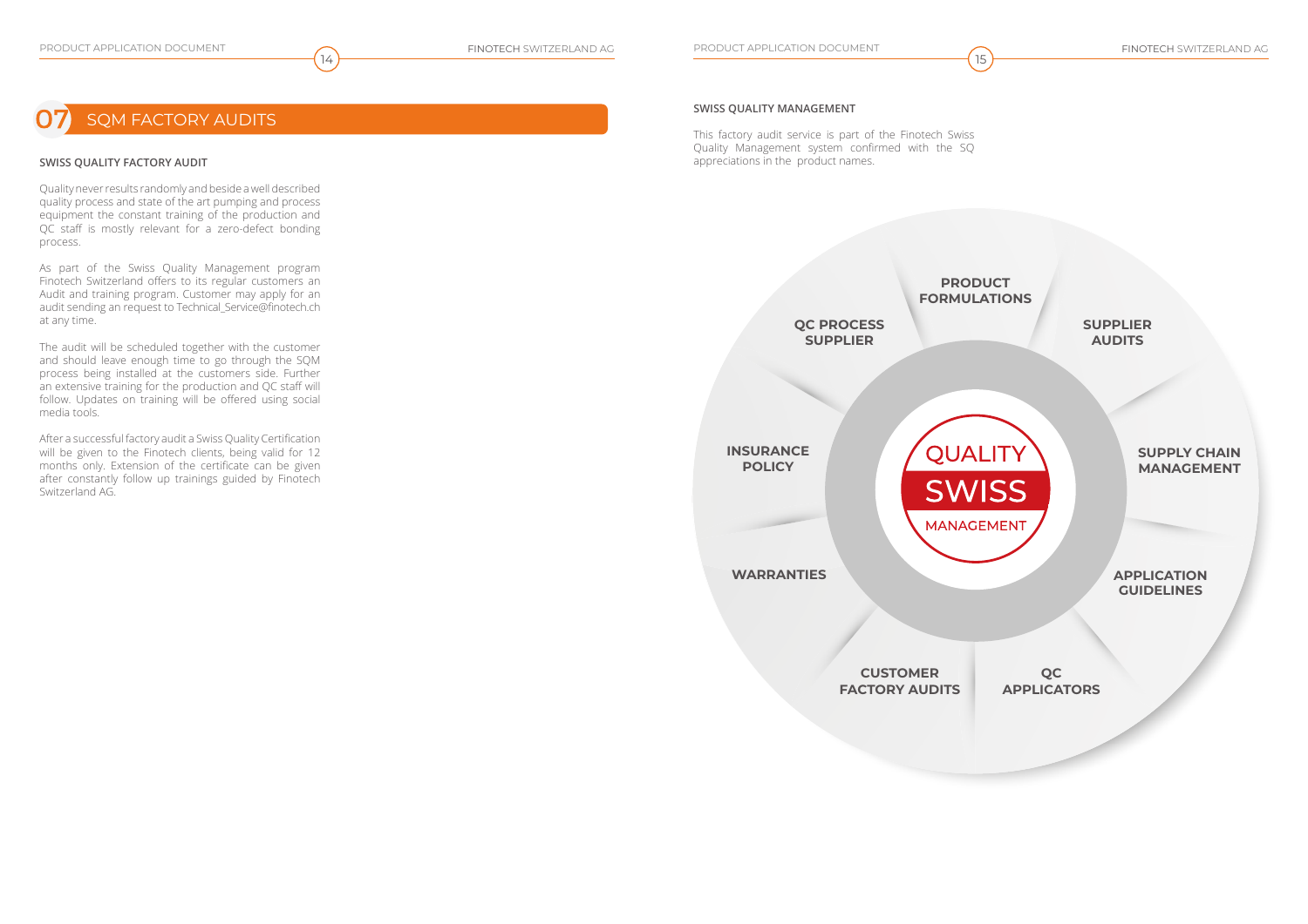## 07 SQM FACTORY AUDITS

### SWISS QUALITY FACTORY AUDIT

Quality never results randomly and beside a well described quality process and state of the art pumping and process equipment the constant training of the production and QC staff is mostly relevant for a zero-defect bonding process.

As part of the Swiss Quality Management program Finotech Switzerland offers to its regular customers an Audit and training program. Customer may apply for an audit sending an request to Technical_Service@finotech.ch at any time.

The audit will be scheduled together with the customer and should leave enough time to go through the SQM process being installed at the customers side. Further an extensive training for the production and QC staff will follow. Updates on training will be offered using social media tools.

After a successful factory audit a Swiss Quality Certification will be given to the Finotech clients, being valid for 12 months only. Extension of the certificate can be given after constantly follow up trainings guided by Finotech Switzerland AG.

### SWISS QUALITY MANAGEMENT

This factory audit service is part of the Finotech Swiss Quality Management system confirmed with the SQ appreciations in the product names.

PRODUCT FORMULATIONS

SUPPLIER AUDITS

SUPPLY CHAIN MANAGEMENT

APPLICATION GUIDELINES

QC APPLICATORS

CUSTOMER FACTORY AUDITS

WARRANTIES

INSURANCE POLICY

QC PROCESS SUPPLIER

QUALITY SWISS MANAGEMENT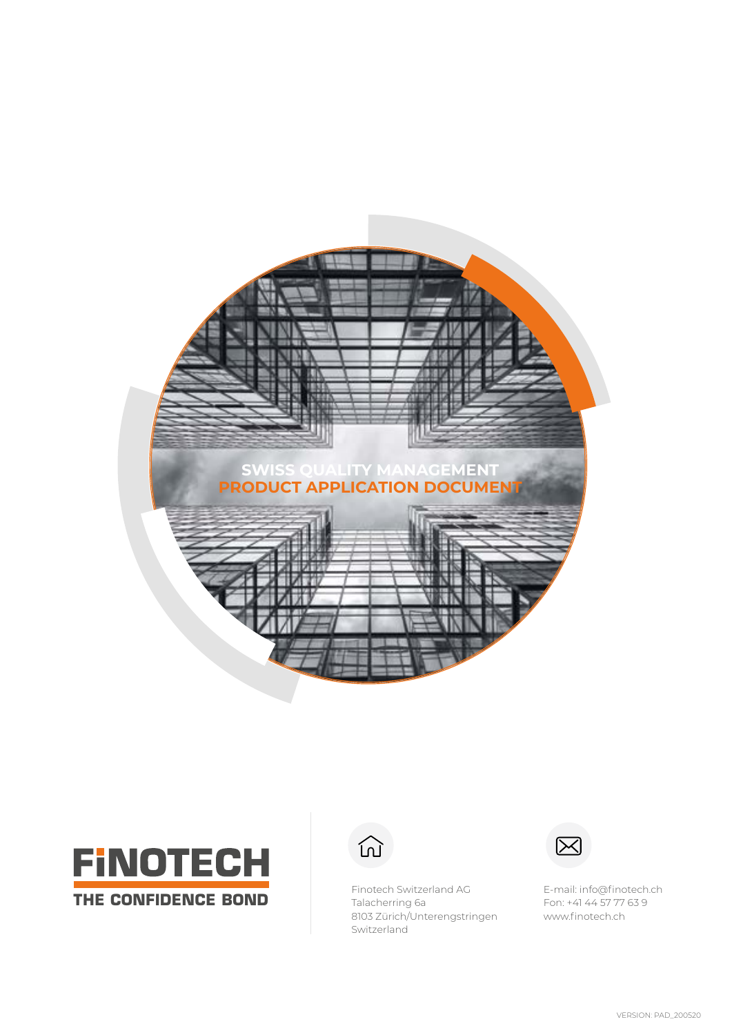SWISS QUALITY MANAGEMENT

PRODUCT APPLICATION DOCUMENT

FINOTECH

THE CONFIDENCE BOND

Finotech Switzerland AG
Talacherring 6a
8103 Zürich/Unterengstringen
Switzerland

E-mail: info@finotech.ch
Fon: +41 44 57 77 63 9
www.finotech.ch

VERSION: PAD_200520